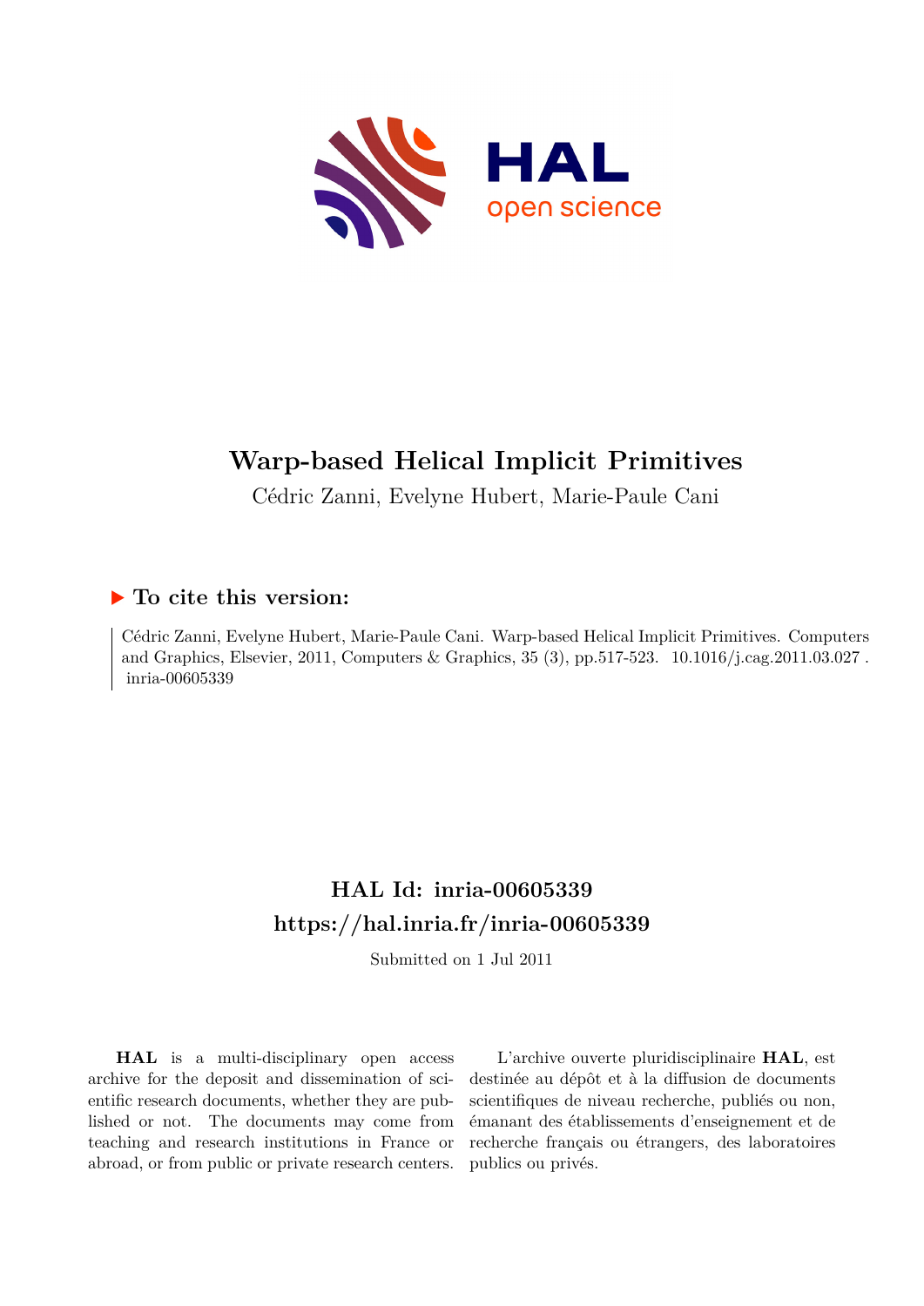# Warp-based Helical Implicit Primitives

Cédric Zanni, Evelyne Hubert, Marie-Paule Cani

## ▶ To cite this version:

Cédric Zanni, Evelyne Hubert, Marie-Paule Cani. Warp-based Helical Implicit Primitives. Computers and Graphics, Elsevier, 2011, Computers & Graphics, 35 (3), pp.517-523. 10.1016/j.cag.2011.03.027 . inria-00605339

## HAL Id: inria-00605339
## https://hal.inria.fr/inria-00605339

Submitted on 1 Jul 2011

**HAL** is a multi-disciplinary open access archive for the deposit and dissemination of scientific research documents, whether they are published or not. The documents may come from teaching and research institutions in France or abroad, or from public or private research centers.

L'archive ouverte pluridisciplinaire **HAL**, est destinée au dépôt et à la diffusion de documents scientifiques de niveau recherche, publiés ou non, émanant des établissements d'enseignement et de recherche français ou étrangers, des laboratoires publics ou privés.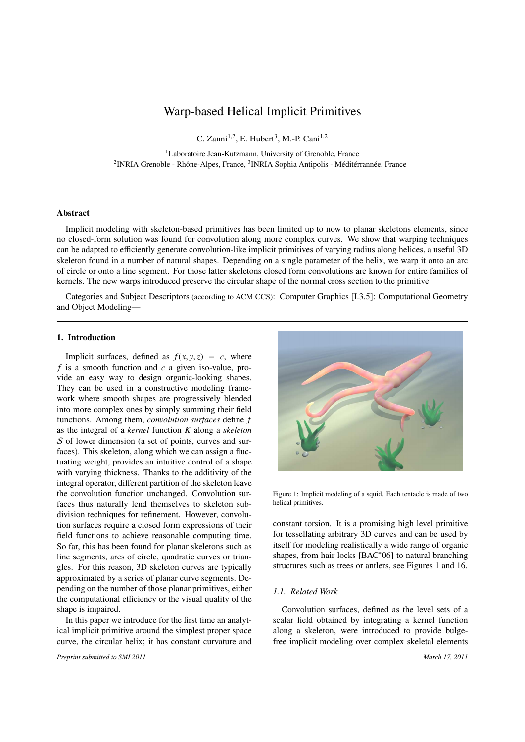# Warp-based Helical Implicit Primitives

C. Zanni[1,2], E. Hubert[3], M.-P. Cani[1,2]

[1]Laboratoire Jean-Kutzmann, University of Grenoble, France
[2]INRIA Grenoble - Rhône-Alpes, France, [3]INRIA Sophia Antipolis - Méditérrannée, France

## Abstract

Implicit modeling with skeleton-based primitives has been limited up to now to planar skeletons elements, since no closed-form solution was found for convolution along more complex curves. We show that warping techniques can be adapted to efficiently generate convolution-like implicit primitives of varying radius along helices, a useful 3D skeleton found in a number of natural shapes. Depending on a single parameter of the helix, we warp it onto an arc of circle or onto a line segment. For those latter skeletons closed form convolutions are known for entire families of kernels. The new warps introduced preserve the circular shape of the normal cross section to the primitive.

Categories and Subject Descriptors (according to ACM CCS): Computer Graphics [I.3.5]: Computational Geometry and Object Modeling—

## 1. Introduction

Implicit surfaces, defined as $f(x, y, z) = c$, where $f$ is a smooth function and $c$ a given iso-value, provide an easy way to design organic-looking shapes. They can be used in a constructive modeling framework where smooth shapes are progressively blended into more complex ones by simply summing their field functions. Among them, *convolution surfaces* define $f$ as the integral of a *kernel* function $K$ along a *skeleton* $\mathcal{S}$ of lower dimension (a set of points, curves and surfaces). This skeleton, along which we can assign a fluctuating weight, provides an intuitive control of a shape with varying thickness. Thanks to the additivity of the integral operator, different partition of the skeleton leave the convolution function unchanged. Convolution surfaces thus naturally lend themselves to skeleton subdivision techniques for refinement. However, convolution surfaces require a closed form expressions of their field functions to achieve reasonable computing time. So far, this has been found for planar skeletons such as line segments, arcs of circle, quadratic curves or triangles. For this reason, 3D skeleton curves are typically approximated by a series of planar curve segments. Depending on the number of those planar primitives, either the computational efficiency or the visual quality of the shape is impaired.

In this paper we introduce for the first time an analytical implicit primitive around the simplest proper space curve, the circular helix; it has constant curvature and constant torsion. It is a promising high level primitive for tessellating arbitrary 3D curves and can be used by itself for modeling realistically a wide range of organic shapes, from hair locks [BAC*06] to natural branching structures such as trees or antlers, see Figures 1 and 16.

Figure 1: Implicit modeling of a squid. Each tentacle is made of two helical primitives.

### 1.1. Related Work

Convolution surfaces, defined as the level sets of a scalar field obtained by integrating a kernel function along a skeleton, were introduced to provide bulge-free implicit modeling over complex skeletal elements

*Preprint submitted to SMI 2011* *March 17, 2011*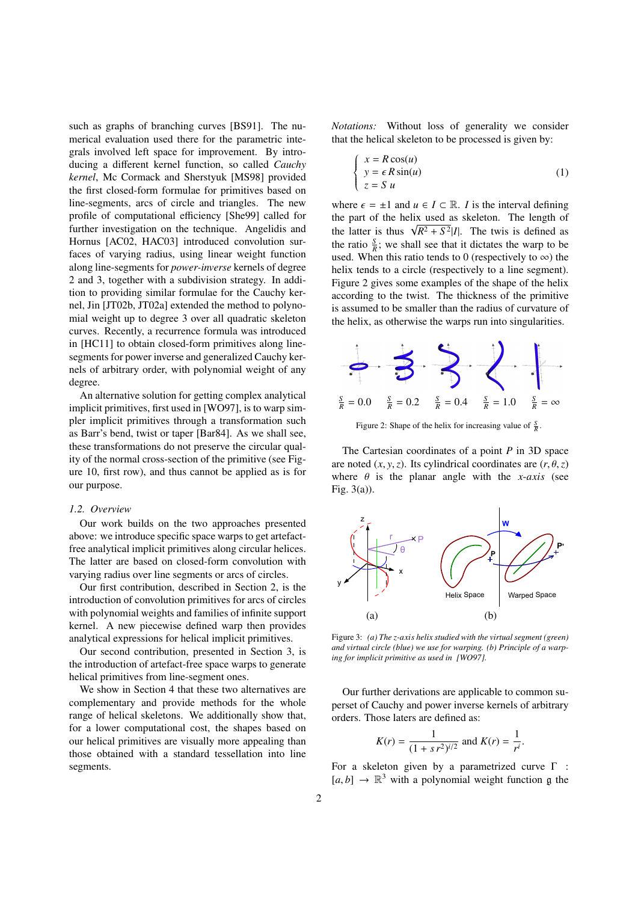such as graphs of branching curves [BS91]. The numerical evaluation used there for the parametric integrals involved left space for improvement. By introducing a different kernel function, so called *Cauchy kernel*, Mc Cormack and Sherstyuk [MS98] provided the first closed-form formulae for primitives based on line-segments, arcs of circle and triangles. The new profile of computational efficiency [She99] called for further investigation on the technique. Angelidis and Hornus [AC02, HAC03] introduced convolution surfaces of varying radius, using linear weight function along line-segments for *power-inverse* kernels of degree 2 and 3, together with a subdivision strategy. In addition to providing similar formulae for the Cauchy kernel, Jin [JT02b, JT02a] extended the method to polynomial weight up to degree 3 over all quadratic skeleton curves. Recently, a recurrence formula was introduced in [HC11] to obtain closed-form primitives along line-segments for power inverse and generalized Cauchy kernels of arbitrary order, with polynomial weight of any degree.

An alternative solution for getting complex analytical implicit primitives, first used in [WO97], is to warp simpler implicit primitives through a transformation such as Barr's bend, twist or taper [Bar84]. As we shall see, these transformations do not preserve the circular quality of the normal cross-section of the primitive (see Figure 10, first row), and thus cannot be applied as is for our purpose.

### 1.2. Overview

Our work builds on the two approaches presented above: we introduce specific space warps to get artefact-free analytical implicit primitives along circular helices. The latter are based on closed-form convolution with varying radius over line segments or arcs of circles.

Our first contribution, described in Section 2, is the introduction of convolution primitives for arcs of circles with polynomial weights and families of infinite support kernel. A new piecewise defined warp then provides analytical expressions for helical implicit primitives.

Our second contribution, presented in Section 3, is the introduction of artefact-free space warps to generate helical primitives from line-segment ones.

We show in Section 4 that these two alternatives are complementary and provide methods for the whole range of helical skeletons. We additionally show that, for a lower computational cost, the shapes based on our helical primitives are visually more appealing than those obtained with a standard tessellation into line segments.

*Notations:* Without loss of generality we consider that the helical skeleton to be processed is given by:

$$\begin{cases} x = R\cos(u) \\ y = \epsilon R\sin(u) \\ z = S\,u \end{cases} \tag{1}$$

where $\epsilon = \pm 1$ and $u \in I \subset \mathbb{R}$. $I$ is the interval defining the part of the helix used as skeleton. The length of the latter is thus $\sqrt{R^2 + S^2}|I|$. The twis is defined as the ratio $\frac{S}{R}$; we shall see that it dictates the warp to be used. When this ratio tends to 0 (respectively to $\infty$) the helix tends to a circle (respectively to a line segment). Figure 2 gives some examples of the shape of the helix according to the twist. The thickness of the primitive is assumed to be smaller than the radius of curvature of the helix, as otherwise the warps run into singularities.

$\frac{S}{R} = 0.0$ $\frac{S}{R} = 0.2$ $\frac{S}{R} = 0.4$ $\frac{S}{R} = 1.0$ $\frac{S}{R} = \infty$

Figure 2: Shape of the helix for increasing value of $\frac{S}{R}$.

The Cartesian coordinates of a point $P$ in 3D space are noted $(x, y, z)$. Its cylindrical coordinates are $(r, \theta, z)$ where $\theta$ is the planar angle with the *x-axis* (see Fig. 3(a)).

z
r
P
θ
x
y
W
P
P'
Helix Space
Warped Space
(a)
(b)

Figure 3: *(a) The z-axis helix studied with the virtual segment (green) and virtual circle (blue) we use for warping. (b) Principle of a warping for implicit primitive as used in [WO97].*

Our further derivations are applicable to common superset of Cauchy and power inverse kernels of arbitrary orders. Those laters are defined as:

$$K(r) = \frac{1}{(1 + s\,r^2)^{i/2}} \text{ and } K(r) = \frac{1}{r^i}.$$

For a skeleton given by a parametrized curve $\Gamma : [a, b] \to \mathbb{R}^3$ with a polynomial weight function $\mathfrak{g}$ the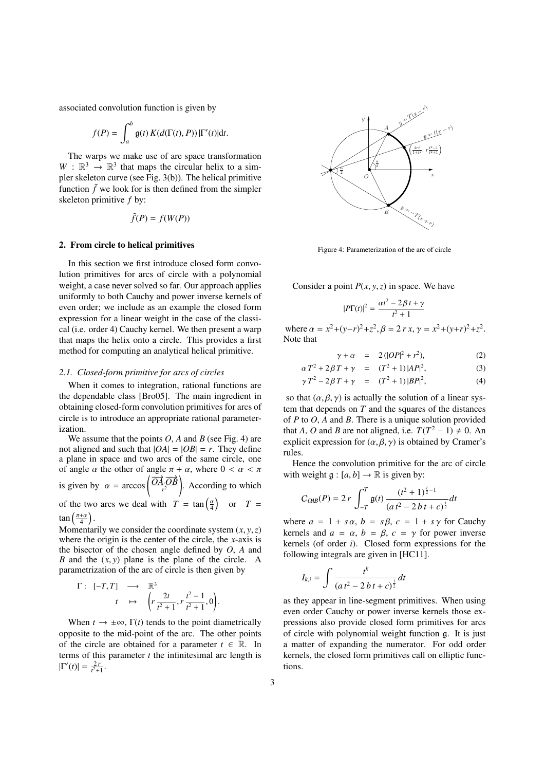associated convolution function is given by

$$f(P) = \int_a^b \mathfrak{g}(t)\, K(d(\Gamma(t), P))\, |\Gamma'(t)| \mathrm{d}t.$$

The warps we make use of are space transformation $W : \mathbb{R}^3 \rightarrow \mathbb{R}^3$ that maps the circular helix to a simpler skeleton curve (see Fig. 3(b)). The helical primitive function $\tilde{f}$ we look for is then defined from the simpler skeleton primitive $f$ by:

$$\tilde{f}(P) = f(W(P))$$

## 2. From circle to helical primitives

In this section we first introduce closed form convolution primitives for arcs of circle with a polynomial weight, a case never solved so far. Our approach applies uniformly to both Cauchy and power inverse kernels of even order; we include as an example the closed form expression for a linear weight in the case of the classical (i.e. order 4) Cauchy kernel. We then present a warp that maps the helix onto a circle. This provides a first method for computing an analytical helical primitive.

### 2.1. Closed-form primitive for arcs of circles

When it comes to integration, rational functions are the dependable class [Bro05]. The main ingredient in obtaining closed-form convolution primitives for arcs of circle is to introduce an appropriate rational parameterization.

We assume that the points $O$, $A$ and $B$ (see Fig. 4) are not aligned and such that $|OA| = |OB| = r$. They define a plane in space and two arcs of the same circle, one of angle $\alpha$ the other of angle $\pi + \alpha$, where $0 < \alpha < \pi$ is given by $\alpha = \arccos\left(\frac{\overrightarrow{OA}\cdot\overrightarrow{OB}}{r^2}\right)$. According to which of the two arcs we deal with $T = \tan\left(\frac{\alpha}{4}\right)$ or $T = \tan\left(\frac{\pi+\alpha}{4}\right)$.

Momentarily we consider the coordinate system $(x, y, z)$ where the origin is the center of the circle, the $x$-axis is the bisector of the chosen angle defined by $O$, $A$ and $B$ and the $(x, y)$ plane is the plane of the circle. A parametrization of the arc of circle is then given by

$$\begin{array}{rccl} \Gamma: & [-T, T] & \longrightarrow & \mathbb{R}^3 \\ & t & \mapsto & \left(r\,\frac{2t}{t^2+1}, r\,\frac{t^2-1}{t^2+1}, 0\right). \end{array}$$

When $t \rightarrow \pm\infty$, $\Gamma(t)$ tends to the point diametrically opposite to the mid-point of the arc. The other points of the circle are obtained for a parameter $t \in \mathbb{R}$. In terms of this parameter $t$ the infinitesimal arc length is $|\Gamma'(t)| = \frac{2r}{t^2+1}$.

$y = T(x-r)$

$y = t(x-r)$

$\left(\frac{2rt}{1+t^2}, r\frac{t^2-1}{t^2+1}\right)$

$y = -T(x+r)$

$\frac{\alpha}{2}$

$\frac{\alpha}{2}$

$A$, $B$, $O$, $x$, $y$

Figure 4: Parameterization of the arc of circle

Consider a point $P(x, y, z)$ in space. We have

$$|P\Gamma(t)|^2 = \frac{\alpha t^2 - 2\beta t + \gamma}{t^2+1}$$

where $\alpha = x^2+(y-r)^2+z^2$, $\beta = 2\,r\,x$, $\gamma = x^2+(y+r)^2+z^2$. Note that

$$\begin{aligned} \gamma + \alpha &= 2\,(|OP|^2 + r^2), && (2)\\ \alpha\,T^2 + 2\beta\,T + \gamma &= (T^2+1)\,|AP|^2, && (3)\\ \gamma\,T^2 - 2\beta\,T + \gamma &= (T^2+1)\,|BP|^2, && (4) \end{aligned}$$

so that $(\alpha, \beta, \gamma)$ is actually the solution of a linear system that depends on $T$ and the squares of the distances of $P$ to $O$, $A$ and $B$. There is a unique solution provided that $A$, $O$ and $B$ are not aligned, i.e. $T(T^2 - 1) \neq 0$. An explicit expression for $(\alpha, \beta, \gamma)$ is obtained by Cramer's rules.

Hence the convolution primitive for the arc of circle with weight $\mathfrak{g} : [a, b] \rightarrow \mathbb{R}$ is given by:

$$C_{OAB}(P) = 2\,r \int_{-T}^{T} \mathfrak{g}(t)\, \frac{(t^2+1)^{\frac{i}{2}-1}}{(a\,t^2 - 2\,b\,t + c)^{\frac{i}{2}}} dt$$

where $a = 1 + s\,\alpha$, $b = s\beta$, $c = 1 + s\,\gamma$ for Cauchy kernels and $a = \alpha$, $b = \beta$, $c = \gamma$ for power inverse kernels (of order $i$). Closed form expressions for the following integrals are given in [HC11].

$$I_{k,i} = \int \frac{t^k}{(a\,t^2 - 2\,b\,t + c)^{\frac{i}{2}}} dt$$

as they appear in line-segment primitives. When using even order Cauchy or power inverse kernels those expressions also provide closed form primitives for arcs of circle with polynomial weight function $\mathfrak{g}$. It is just a matter of expanding the numerator. For odd order kernels, the closed form primitives call on elliptic functions.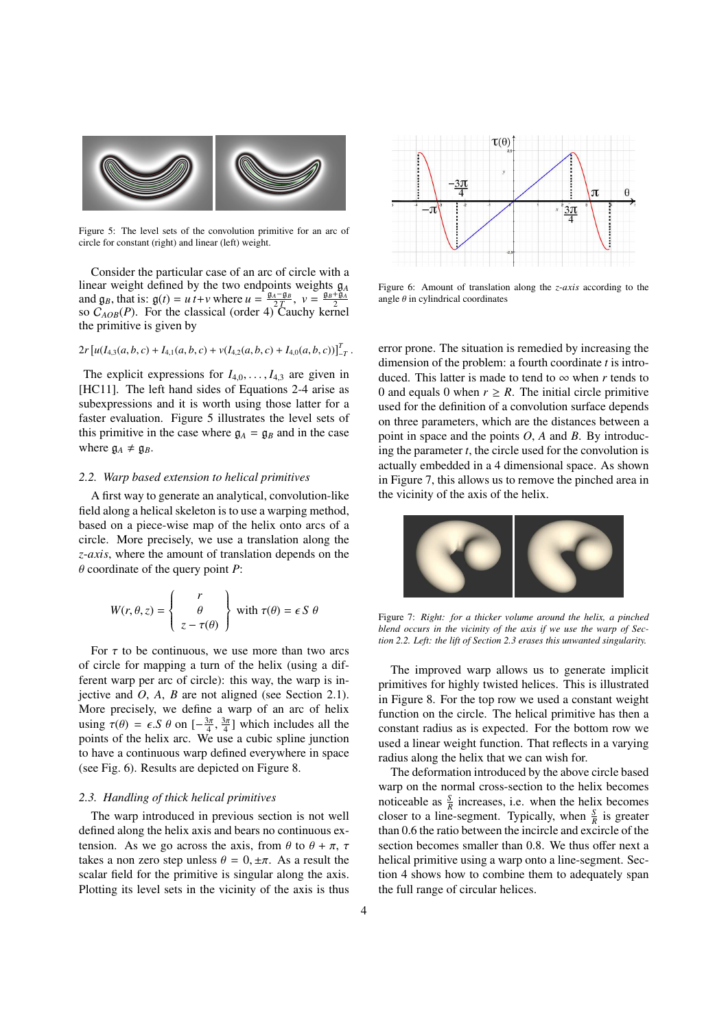Figure 5: The level sets of the convolution primitive for an arc of circle for constant (right) and linear (left) weight.

Consider the particular case of an arc of circle with a linear weight defined by the two endpoints weights $\mathfrak{g}_A$ and $\mathfrak{g}_B$, that is: $\mathfrak{g}(t) = u\,t + v$ where $u = \frac{\mathfrak{g}_A - \mathfrak{g}_B}{2T}$, $v = \frac{\mathfrak{g}_B + \mathfrak{g}_A}{2}$ so $C_{AOB}(P)$. For the classical (order 4) Cauchy kernel the primitive is given by

$$2r\left[u(I_{4,3}(a,b,c) + I_{4,1}(a,b,c) + v(I_{4,2}(a,b,c) + I_{4,0}(a,b,c))\right]_{-T}^{T}.$$

The explicit expressions for $I_{4,0}, \ldots, I_{4,3}$ are given in [HC11]. The left hand sides of Equations 2-4 arise as subexpressions and it is worth using those latter for a faster evaluation. Figure 5 illustrates the level sets of this primitive in the case where $\mathfrak{g}_A = \mathfrak{g}_B$ and in the case where $\mathfrak{g}_A \neq \mathfrak{g}_B$.

### 2.2. Warp based extension to helical primitives

A first way to generate an analytical, convolution-like field along a helical skeleton is to use a warping method, based on a piece-wise map of the helix onto arcs of a circle. More precisely, we use a translation along the *z-axis*, where the amount of translation depends on the $\theta$ coordinate of the query point $P$:

$$W(r, \theta, z) = \left\{ \begin{array}{c} r \\ \theta \\ z - \tau(\theta) \end{array} \right\} \text{ with } \tau(\theta) = \epsilon\, S\, \theta$$

For $\tau$ to be continuous, we use more than two arcs of circle for mapping a turn of the helix (using a different warp per arc of circle): this way, the warp is injective and $O$, $A$, $B$ are not aligned (see Section 2.1). More precisely, we define a warp of an arc of helix using $\tau(\theta) = \epsilon.S\,\theta$ on $[-\frac{3\pi}{4}, \frac{3\pi}{4}]$ which includes all the points of the helix arc. We use a cubic spline junction to have a continuous warp defined everywhere in space (see Fig. 6). Results are depicted on Figure 8.

### 2.3. Handling of thick helical primitives

The warp introduced in previous section is not well defined along the helix axis and bears no continuous extension. As we go across the axis, from $\theta$ to $\theta + \pi$, $\tau$ takes a non zero step unless $\theta = 0, \pm\pi$. As a result the scalar field for the primitive is singular along the axis. Plotting its level sets in the vicinity of the axis is thus error prone. The situation is remedied by increasing the dimension of the problem: a fourth coordinate $t$ is introduced. This latter is made to tend to $\infty$ when $r$ tends to 0 and equals 0 when $r \geq R$. The initial circle primitive used for the definition of a convolution surface depends on three parameters, which are the distances between a point in space and the points $O$, $A$ and $B$. By introducing the parameter $t$, the circle used for the convolution is actually embedded in a 4 dimensional space. As shown in Figure 7, this allows us to remove the pinched area in the vicinity of the axis of the helix.

τ(θ)
−3π/4
−π
π
θ
3π/4

Figure 6: Amount of translation along the *z-axis* according to the angle $\theta$ in cylindrical coordinates

Figure 7: *Right: for a thicker volume around the helix, a pinched blend occurs in the vicinity of the axis if we use the warp of Section 2.2. Left: the lift of Section 2.3 erases this unwanted singularity.*

The improved warp allows us to generate implicit primitives for highly twisted helices. This is illustrated in Figure 8. For the top row we used a constant weight function on the circle. The helical primitive has then a constant radius as is expected. For the bottom row we used a linear weight function. That reflects in a varying radius along the helix that we can wish for.

The deformation introduced by the above circle based warp on the normal cross-section to the helix becomes noticeable as $\frac{S}{R}$ increases, i.e. when the helix becomes closer to a line-segment. Typically, when $\frac{S}{R}$ is greater than 0.6 the ratio between the incircle and excircle of the section becomes smaller than 0.8. We thus offer next a helical primitive using a warp onto a line-segment. Section 4 shows how to combine them to adequately span the full range of circular helices.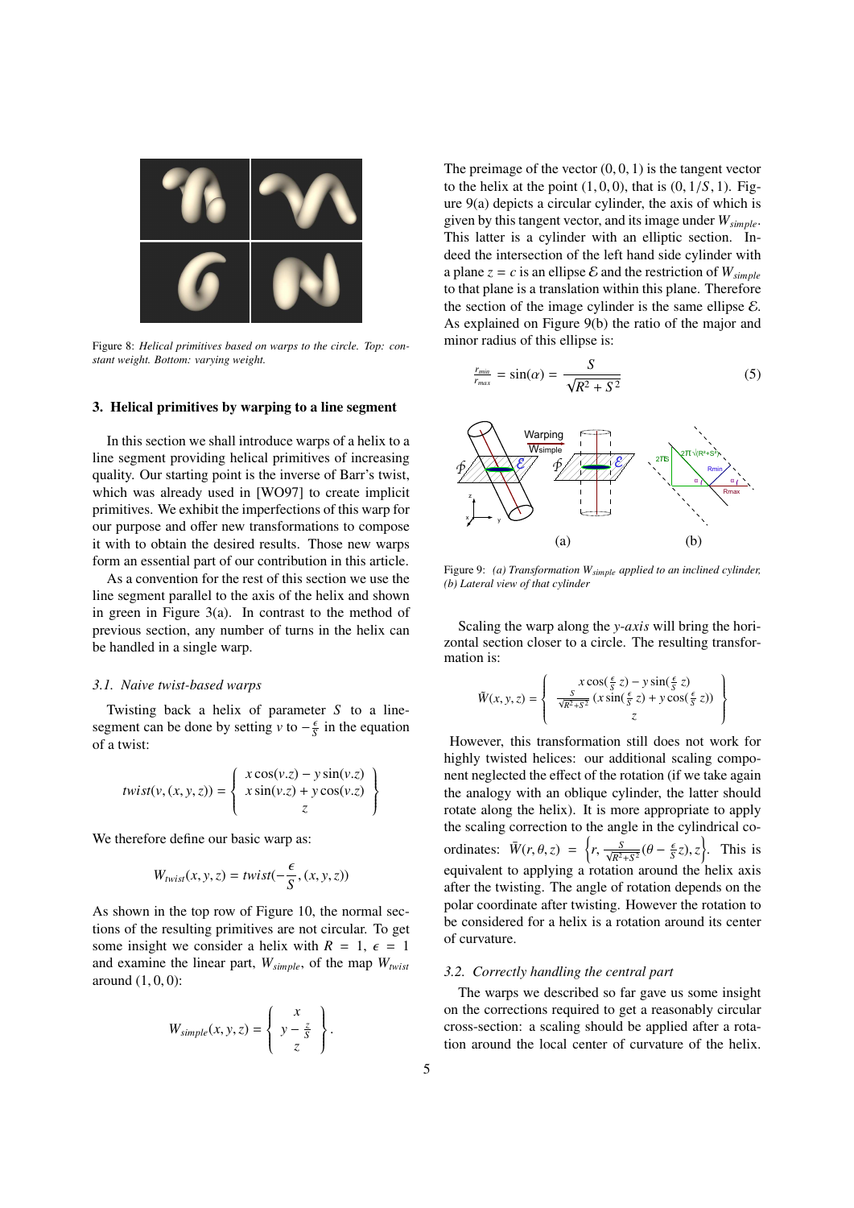Figure 8: *Helical primitives based on warps to the circle. Top: constant weight. Bottom: varying weight.*

## 3. Helical primitives by warping to a line segment

In this section we shall introduce warps of a helix to a line segment providing helical primitives of increasing quality. Our starting point is the inverse of Barr's twist, which was already used in [WO97] to create implicit primitives. We exhibit the imperfections of this warp for our purpose and offer new transformations to compose it with to obtain the desired results. Those new warps form an essential part of our contribution in this article.

As a convention for the rest of this section we use the line segment parallel to the axis of the helix and shown in green in Figure 3(a). In contrast to the method of previous section, any number of turns in the helix can be handled in a single warp.

### 3.1. Naive twist-based warps

Twisting back a helix of parameter $S$ to a line-segment can be done by setting $v$ to $-\frac{\epsilon}{S}$ in the equation of a twist:

$$twist(v,(x,y,z)) = \left\{ \begin{array}{c} x\cos(v.z) - y\sin(v.z) \\ x\sin(v.z) + y\cos(v.z) \\ z \end{array} \right\}$$

We therefore define our basic warp as:

$$W_{twist}(x,y,z) = twist(-\frac{\epsilon}{S},(x,y,z))$$

As shown in the top row of Figure 10, the normal sections of the resulting primitives are not circular. To get some insight we consider a helix with $R = 1$, $\epsilon = 1$ and examine the linear part, $W_{simple}$, of the map $W_{twist}$ around $(1,0,0)$:

$$W_{simple}(x,y,z) = \left\{ \begin{array}{c} x \\ y - \frac{z}{S} \\ z \end{array} \right\}.$$

The preimage of the vector $(0,0,1)$ is the tangent vector to the helix at the point $(1,0,0)$, that is $(0,1/S,1)$. Figure 9(a) depicts a circular cylinder, the axis of which is given by this tangent vector, and its image under $W_{simple}$. This latter is a cylinder with an elliptic section. Indeed the intersection of the left hand side cylinder with a plane $z = c$ is an ellipse $\mathcal{E}$ and the restriction of $W_{simple}$ to that plane is a translation within this plane. Therefore the section of the image cylinder is the same ellipse $\mathcal{E}$. As explained on Figure 9(b) the ratio of the major and minor radius of this ellipse is:

$$\frac{r_{min}}{r_{max}} = \sin(\alpha) = \frac{S}{\sqrt{R^2+S^2}} \tag{5}$$

Figure 9: *(a) Transformation $W_{simple}$ applied to an inclined cylinder, (b) Lateral view of that cylinder*

Scaling the warp along the *y-axis* will bring the horizontal section closer to a circle. The resulting transformation is:

$$\tilde{W}(x,y,z) = \left\{ \begin{array}{c} x\cos(\frac{\epsilon}{S}z) - y\sin(\frac{\epsilon}{S}z) \\ \frac{S}{\sqrt{R^2+S^2}}\,(x\sin(\frac{\epsilon}{S}z) + y\cos(\frac{\epsilon}{S}z)) \\ z \end{array} \right\}$$

However, this transformation still does not work for highly twisted helices: our additional scaling component neglected the effect of the rotation (if we take again the analogy with an oblique cylinder, the latter should rotate along the helix). It is more appropriate to apply the scaling correction to the angle in the cylindrical coordinates: $\bar{W}(r,\theta,z) = \left\{r, \frac{S}{\sqrt{R^2+S^2}}(\theta - \frac{\epsilon}{S}z), z\right\}$. This is equivalent to applying a rotation around the helix axis after the twisting. The angle of rotation depends on the polar coordinate after twisting. However the rotation to be considered for a helix is a rotation around its center of curvature.

### 3.2. Correctly handling the central part

The warps we described so far gave us some insight on the corrections required to get a reasonably circular cross-section: a scaling should be applied after a rotation around the local center of curvature of the helix.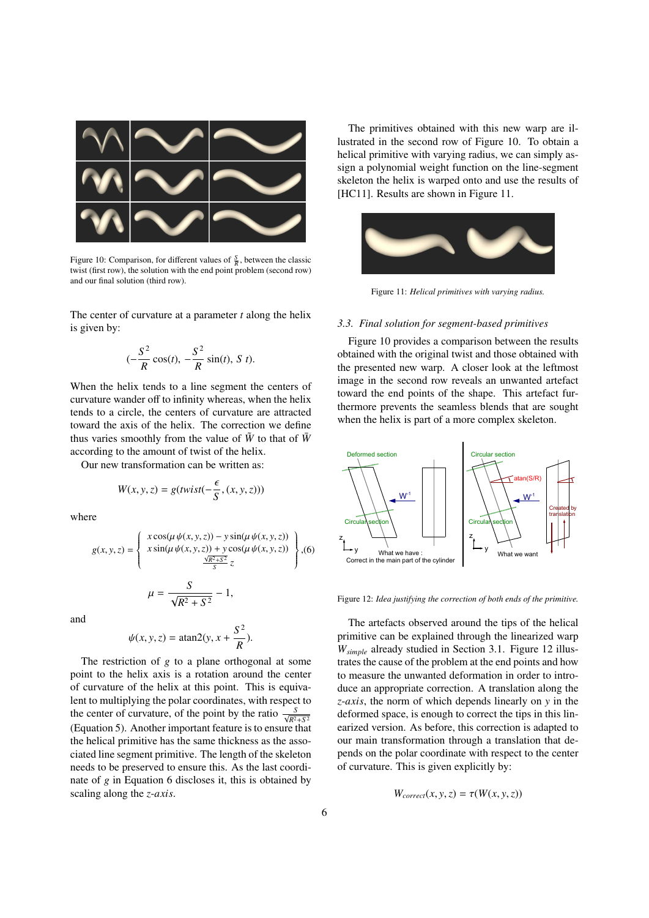Figure 10: Comparison, for different values of $\frac{S}{R}$, between the classic twist (first row), the solution with the end point problem (second row) and our final solution (third row).

The center of curvature at a parameter $t$ along the helix is given by:

$$(-\frac{S^2}{R}\cos(t),\ -\frac{S^2}{R}\sin(t),\ S\ t).$$

When the helix tends to a line segment the centers of curvature wander off to infinity whereas, when the helix tends to a circle, the centers of curvature are attracted toward the axis of the helix. The correction we define thus varies smoothly from the value of $\tilde{W}$ to that of $\bar{W}$ according to the amount of twist of the helix.

Our new transformation can be written as:

$$W(x, y, z) = g(twist(-\frac{\epsilon}{S}, (x, y, z)))$$

where

$$g(x, y, z) = \left\{ \begin{array}{c} x\cos(\mu\,\psi(x, y, z)) - y\sin(\mu\,\psi(x, y, z)) \\ x\sin(\mu\,\psi(x, y, z)) + y\cos(\mu\,\psi(x, y, z)) \\ \frac{\sqrt{R^2+S^2}}{S}\, z \end{array} \right\}, \quad (6)$$

$$\mu = \frac{S}{\sqrt{R^2 + S^2}} - 1,$$

and

$$\psi(x, y, z) = \operatorname{atan2}(y, x + \frac{S^2}{R}).$$

The restriction of $g$ to a plane orthogonal at some point to the helix axis is a rotation around the center of curvature of the helix at this point. This is equivalent to multiplying the polar coordinates, with respect to the center of curvature, of the point by the ratio $\frac{S}{\sqrt{R^2+S^2}}$ (Equation 5). Another important feature is to ensure that the helical primitive has the same thickness as the associated line segment primitive. The length of the skeleton needs to be preserved to ensure this. As the last coordinate of $g$ in Equation 6 discloses it, this is obtained by scaling along the *z-axis*.

The primitives obtained with this new warp are illustrated in the second row of Figure 10. To obtain a helical primitive with varying radius, we can simply assign a polynomial weight function on the line-segment skeleton the helix is warped onto and use the results of [HC11]. Results are shown in Figure 11.

Figure 11: *Helical primitives with varying radius.*

### 3.3. Final solution for segment-based primitives

Figure 10 provides a comparison between the results obtained with the original twist and those obtained with the presented new warp. A closer look at the leftmost image in the second row reveals an unwanted artefact toward the end points of the shape. This artefact furthermore prevents the seamless blends that are sought when the helix is part of a more complex skeleton.

Deformed section
Circular section
$W^{-1}$
z
y
What we have :
Correct in the main part of the cylinder
Circular section
atan(S/R)
$W^{-1}$
Circular section
Created by translation
z
y
What we want

Figure 12: *Idea justifying the correction of both ends of the primitive.*

The artefacts observed around the tips of the helical primitive can be explained through the linearized warp $W_{simple}$ already studied in Section 3.1. Figure 12 illustrates the cause of the problem at the end points and how to measure the unwanted deformation in order to introduce an appropriate correction. A translation along the *z-axis*, the norm of which depends linearly on $y$ in the deformed space, is enough to correct the tips in this linearized version. As before, this correction is adapted to our main transformation through a translation that depends on the polar coordinate with respect to the center of curvature. This is given explicitly by:

$$W_{correct}(x, y, z) = \tau(W(x, y, z))$$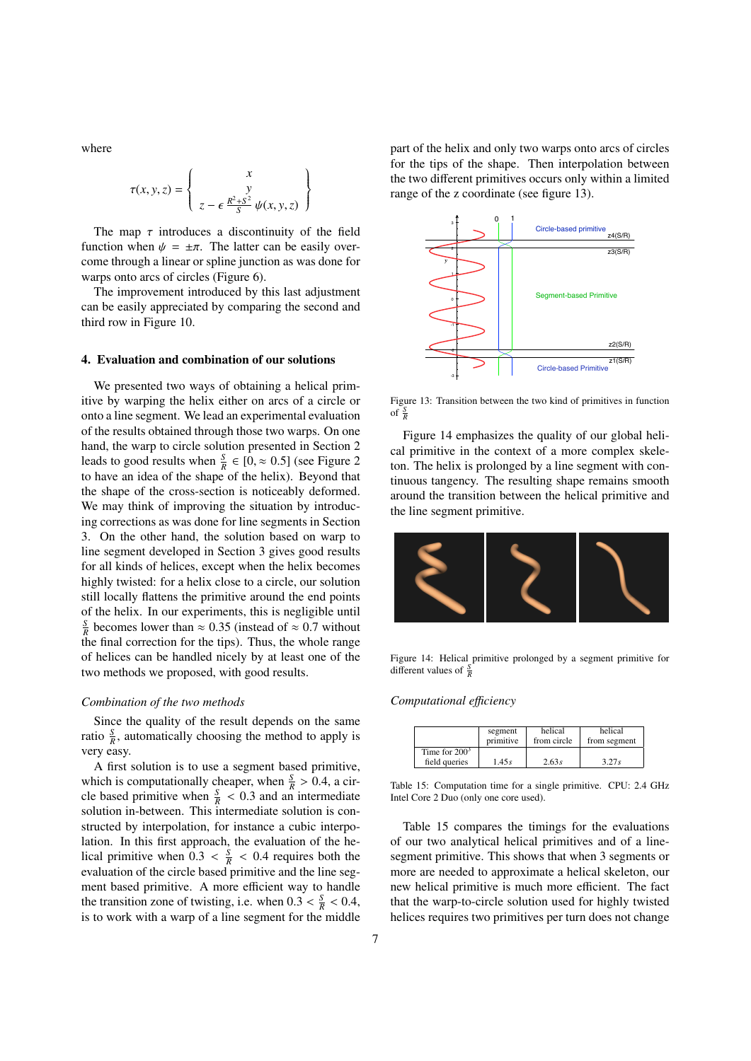where

$$\tau(x, y, z) = \left\{ \begin{array}{c} x \\ y \\ z - \epsilon \frac{R^2+S^2}{S} \psi(x, y, z) \end{array} \right\}$$

The map $\tau$ introduces a discontinuity of the field function when $\psi = \pm\pi$. The latter can be easily overcome through a linear or spline junction as was done for warps onto arcs of circles (Figure 6).

The improvement introduced by this last adjustment can be easily appreciated by comparing the second and third row in Figure 10.

## 4. Evaluation and combination of our solutions

We presented two ways of obtaining a helical primitive by warping the helix either on arcs of a circle or onto a line segment. We lead an experimental evaluation of the results obtained through those two warps. On one hand, the warp to circle solution presented in Section 2 leads to good results when $\frac{S}{R} \in [0, \approx 0.5]$ (see Figure 2 to have an idea of the shape of the helix). Beyond that the shape of the cross-section is noticeably deformed. We may think of improving the situation by introducing corrections as was done for line segments in Section 3. On the other hand, the solution based on warp to line segment developed in Section 3 gives good results for all kinds of helices, except when the helix becomes highly twisted: for a helix close to a circle, our solution still locally flattens the primitive around the end points of the helix. In our experiments, this is negligible until $\frac{S}{R}$ becomes lower than $\approx 0.35$ (instead of $\approx 0.7$ without the final correction for the tips). Thus, the whole range of helices can be handled nicely by at least one of the two methods we proposed, with good results.

*Combination of the two methods*

Since the quality of the result depends on the same ratio $\frac{S}{R}$, automatically choosing the method to apply is very easy.

A first solution is to use a segment based primitive, which is computationally cheaper, when $\frac{S}{R} > 0.4$, a circle based primitive when $\frac{S}{R} < 0.3$ and an intermediate solution in-between. This intermediate solution is constructed by interpolation, for instance a cubic interpolation. In this first approach, the evaluation of the helical primitive when $0.3 < \frac{S}{R} < 0.4$ requires both the evaluation of the circle based primitive and the line segment based primitive. A more efficient way to handle the transition zone of twisting, i.e. when $0.3 < \frac{S}{R} < 0.4$, is to work with a warp of a line segment for the middle part of the helix and only two warps onto arcs of circles for the tips of the shape. Then interpolation between the two different primitives occurs only within a limited range of the z coordinate (see figure 13).

0
1
Circle-based primitive
z4(S/R)
z3(S/R)
Segment-based Primitive
z2(S/R)
z1(S/R)
Circle-based Primitive

Figure 13: Transition between the two kind of primitives in function of $\frac{S}{R}$

Figure 14 emphasizes the quality of our global helical primitive in the context of a more complex skeleton. The helix is prolonged by a line segment with continuous tangency. The resulting shape remains smooth around the transition between the helical primitive and the line segment primitive.

Figure 14: Helical primitive prolonged by a segment primitive for different values of $\frac{S}{R}$

*Computational efficiency*

| | segment primitive | helical from circle | helical from segment |
|---|---|---|---|
| Time for $200^3$ field queries | 1.45$s$ | 2.63$s$ | 3.27$s$ |

Table 15: Computation time for a single primitive. CPU: 2.4 GHz Intel Core 2 Duo (only one core used).

Table 15 compares the timings for the evaluations of our two analytical helical primitives and of a line-segment primitive. This shows that when 3 segments or more are needed to approximate a helical skeleton, our new helical primitive is much more efficient. The fact that the warp-to-circle solution used for highly twisted helices requires two primitives per turn does not change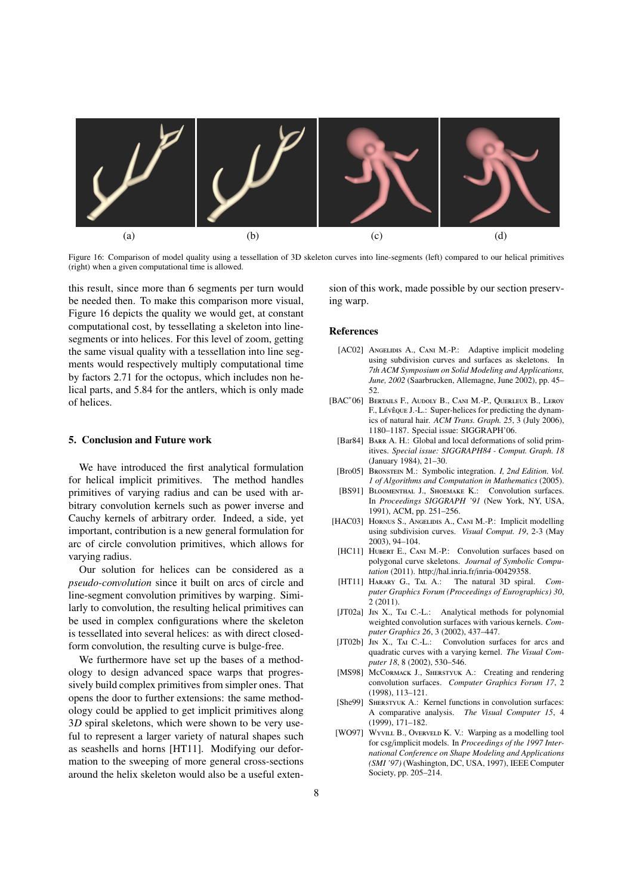(a) (b) (c) (d)

Figure 16: Comparison of model quality using a tessellation of 3D skeleton curves into line-segments (left) compared to our helical primitives (right) when a given computational time is allowed.

this result, since more than 6 segments per turn would be needed then. To make this comparison more visual, Figure 16 depicts the quality we would get, at constant computational cost, by tessellating a skeleton into line-segments or into helices. For this level of zoom, getting the same visual quality with a tessellation into line segments would respectively multiply computational time by factors 2.71 for the octopus, which includes non helical parts, and 5.84 for the antlers, which is only made of helices.

## 5. Conclusion and Future work

We have introduced the first analytical formulation for helical implicit primitives. The method handles primitives of varying radius and can be used with arbitrary convolution kernels such as power inverse and Cauchy kernels of arbitrary order. Indeed, a side, yet important, contribution is a new general formulation for arc of circle convolution primitives, which allows for varying radius.

Our solution for helices can be considered as a *pseudo-convolution* since it built on arcs of circle and line-segment convolution primitives by warping. Similarly to convolution, the resulting helical primitives can be used in complex configurations where the skeleton is tessellated into several helices: as with direct closed-form convolution, the resulting curve is bulge-free.

We furthermore have set up the bases of a methodology to design advanced space warps that progressively build complex primitives from simpler ones. That opens the door to further extensions: the same methodology could be applied to get implicit primitives along 3*D* spiral skeletons, which were shown to be very useful to represent a larger variety of natural shapes such as seashells and horns [HT11]. Modifying our deformation to the sweeping of more general cross-sections around the helix skeleton would also be a useful extension of this work, made possible by our section preserving warp.

## References

[AC02] Angelidis A., Cani M.-P.: Adaptive implicit modeling using subdivision curves and surfaces as skeletons. In *7th ACM Symposium on Solid Modeling and Applications, June, 2002* (Saarbrucken, Allemagne, June 2002), pp. 45–52.

[BAC*06] Bertails F., Audoly B., Cani M.-P., Querleux B., Leroy F., Lévêque J.-L.: Super-helices for predicting the dynamics of natural hair. *ACM Trans. Graph. 25*, 3 (July 2006), 1180–1187. Special issue: SIGGRAPH'06.

[Bar84] Barr A. H.: Global and local deformations of solid primitives. *Special issue: SIGGRAPH84 - Comput. Graph. 18* (January 1984), 21–30.

[Bro05] Bronstein M.: Symbolic integration. *I, 2nd Edition. Vol. 1 of Algorithms and Computation in Mathematics* (2005).

[BS91] Bloomenthal J., Shoemake K.: Convolution surfaces. In *Proceedings SIGGRAPH '91* (New York, NY, USA, 1991), ACM, pp. 251–256.

[HAC03] Hornus S., Angelidis A., Cani M.-P.: Implicit modelling using subdivision curves. *Visual Comput. 19*, 2-3 (May 2003), 94–104.

[HC11] Hubert E., Cani M.-P.: Convolution surfaces based on polygonal curve skeletons. *Journal of Symbolic Computation* (2011). http://hal.inria.fr/inria-00429358.

[HT11] Harary G., Tal A.: The natural 3D spiral. *Computer Graphics Forum (Proceedings of Eurographics) 30*, 2 (2011).

[JT02a] Jin X., Tai C.-L.: Analytical methods for polynomial weighted convolution surfaces with various kernels. *Computer Graphics 26*, 3 (2002), 437–447.

[JT02b] Jin X., Tai C.-L.: Convolution surfaces for arcs and quadratic curves with a varying kernel. *The Visual Computer 18*, 8 (2002), 530–546.

[MS98] McCormack J., Sherstyuk A.: Creating and rendering convolution surfaces. *Computer Graphics Forum 17*, 2 (1998), 113–121.

[She99] Sherstyuk A.: Kernel functions in convolution surfaces: A comparative analysis. *The Visual Computer 15*, 4 (1999), 171–182.

[WO97] Wyvill B., Overveld K. V.: Warping as a modelling tool for csg/implicit models. In *Proceedings of the 1997 International Conference on Shape Modeling and Applications (SMI '97)* (Washington, DC, USA, 1997), IEEE Computer Society, pp. 205–214.